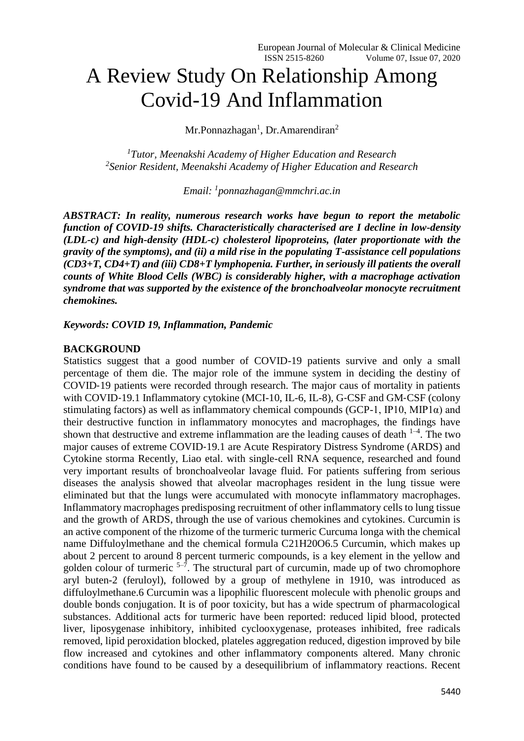# A Review Study On Relationship Among Covid-19 And Inflammation

Mr.Ponnazhagan[1], Dr.Amarendiran[2]

[1]*Tutor, Meenakshi Academy of Higher Education and Research*
[2]*Senior Resident, Meenakshi Academy of Higher Education and Research*

*Email: [1]ponnazhagan@mmchri.ac.in*

***ABSTRACT: In reality, numerous research works have begun to report the metabolic function of COVID-19 shifts. Characteristically characterised are I decline in low-density (LDL-c) and high-density (HDL-c) cholesterol lipoproteins, (later proportionate with the gravity of the symptoms), and (ii) a mild rise in the populating T-assistance cell populations (CD3+T, CD4+T) and (iii) CD8+T lymphopenia. Further, in seriously ill patients the overall counts of White Blood Cells (WBC) is considerably higher, with a macrophage activation syndrome that was supported by the existence of the bronchoalveolar monocyte recruitment chemokines.***

***Keywords: COVID 19, Inflammation, Pandemic***

## BACKGROUND

Statistics suggest that a good number of COVID-19 patients survive and only a small percentage of them die. The major role of the immune system in deciding the destiny of COVID-19 patients were recorded through research. The major caus of mortality in patients with COVID-19.1 Inflammatory cytokine (MCI-10, IL-6, IL-8), G-CSF and GM-CSF (colony stimulating factors) as well as inflammatory chemical compounds (GCP-1, IP10, MIP1α) and their destructive function in inflammatory monocytes and macrophages, the findings have shown that destructive and extreme inflammation are the leading causes of death [1–4]. The two major causes of extreme COVID-19.1 are Acute Respiratory Distress Syndrome (ARDS) and Cytokine storma Recently, Liao etal. with single-cell RNA sequence, researched and found very important results of bronchoalveolar lavage fluid. For patients suffering from serious diseases the analysis showed that alveolar macrophages resident in the lung tissue were eliminated but that the lungs were accumulated with monocyte inflammatory macrophages. Inflammatory macrophages predisposing recruitment of other inflammatory cells to lung tissue and the growth of ARDS, through the use of various chemokines and cytokines. Curcumin is an active component of the rhizome of the turmeric turmeric Curcuma longa with the chemical name Diffuloylmethane and the chemical formula $C_{21}H_{20}O_6$.5 Curcumin, which makes up about 2 percent to around 8 percent turmeric compounds, is a key element in the yellow and golden colour of turmeric [5–7]. The structural part of curcumin, made up of two chromophore aryl buten-2 (feruloyl), followed by a group of methylene in 1910, was introduced as diffuloylmethane.6 Curcumin was a lipophilic fluorescent molecule with phenolic groups and double bonds conjugation. It is of poor toxicity, but has a wide spectrum of pharmacological substances. Additional acts for turmeric have been reported: reduced lipid blood, protected liver, liposygenase inhibitory, inhibited cyclooxygenase, proteases inhibited, free radicals removed, lipid peroxidation blocked, plateles aggregation reduced, digestion improved by bile flow increased and cytokines and other inflammatory components altered. Many chronic conditions have found to be caused by a desequilibrium of inflammatory reactions. Recent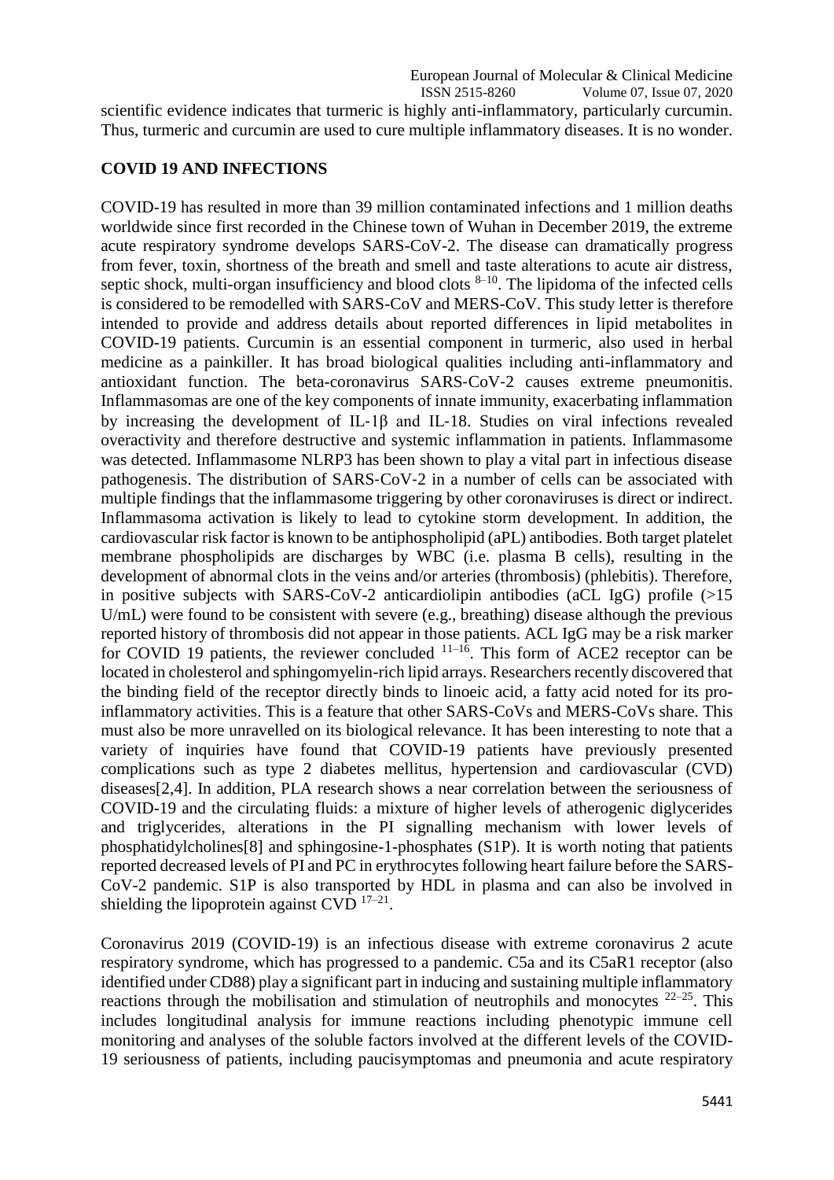scientific evidence indicates that turmeric is highly anti-inflammatory, particularly curcumin. Thus, turmeric and curcumin are used to cure multiple inflammatory diseases. It is no wonder.

## COVID 19 AND INFECTIONS

COVID-19 has resulted in more than 39 million contaminated infections and 1 million deaths worldwide since first recorded in the Chinese town of Wuhan in December 2019, the extreme acute respiratory syndrome develops SARS-CoV-2. The disease can dramatically progress from fever, toxin, shortness of the breath and smell and taste alterations to acute air distress, septic shock, multi-organ insufficiency and blood clots [8–10]. The lipidoma of the infected cells is considered to be remodelled with SARS-CoV and MERS-CoV. This study letter is therefore intended to provide and address details about reported differences in lipid metabolites in COVID-19 patients. Curcumin is an essential component in turmeric, also used in herbal medicine as a painkiller. It has broad biological qualities including anti-inflammatory and antioxidant function. The beta-coronavirus SARS-CoV-2 causes extreme pneumonitis. Inflammasomas are one of the key components of innate immunity, exacerbating inflammation by increasing the development of IL-1β and IL-18. Studies on viral infections revealed overactivity and therefore destructive and systemic inflammation in patients. Inflammasome was detected. Inflammasome NLRP3 has been shown to play a vital part in infectious disease pathogenesis. The distribution of SARS-CoV-2 in a number of cells can be associated with multiple findings that the inflammasome triggering by other coronaviruses is direct or indirect. Inflammasoma activation is likely to lead to cytokine storm development. In addition, the cardiovascular risk factor is known to be antiphospholipid (aPL) antibodies. Both target platelet membrane phospholipids are discharges by WBC (i.e. plasma B cells), resulting in the development of abnormal clots in the veins and/or arteries (thrombosis) (phlebitis). Therefore, in positive subjects with SARS-CoV-2 anticardiolipin antibodies (aCL IgG) profile (>15 U/mL) were found to be consistent with severe (e.g., breathing) disease although the previous reported history of thrombosis did not appear in those patients. ACL IgG may be a risk marker for COVID 19 patients, the reviewer concluded [11–16]. This form of ACE2 receptor can be located in cholesterol and sphingomyelin-rich lipid arrays. Researchers recently discovered that the binding field of the receptor directly binds to linoeic acid, a fatty acid noted for its pro-inflammatory activities. This is a feature that other SARS-CoVs and MERS-CoVs share. This must also be more unravelled on its biological relevance. It has been interesting to note that a variety of inquiries have found that COVID-19 patients have previously presented complications such as type 2 diabetes mellitus, hypertension and cardiovascular (CVD) diseases[2,4]. In addition, PLA research shows a near correlation between the seriousness of COVID-19 and the circulating fluids: a mixture of higher levels of atherogenic diglycerides and triglycerides, alterations in the PI signalling mechanism with lower levels of phosphatidylcholines[8] and sphingosine-1-phosphates (S1P). It is worth noting that patients reported decreased levels of PI and PC in erythrocytes following heart failure before the SARS-CoV-2 pandemic. S1P is also transported by HDL in plasma and can also be involved in shielding the lipoprotein against CVD [17–21].

Coronavirus 2019 (COVID-19) is an infectious disease with extreme coronavirus 2 acute respiratory syndrome, which has progressed to a pandemic. C5a and its C5aR1 receptor (also identified under CD88) play a significant part in inducing and sustaining multiple inflammatory reactions through the mobilisation and stimulation of neutrophils and monocytes [22–25]. This includes longitudinal analysis for immune reactions including phenotypic immune cell monitoring and analyses of the soluble factors involved at the different levels of the COVID-19 seriousness of patients, including paucisymptomas and pneumonia and acute respiratory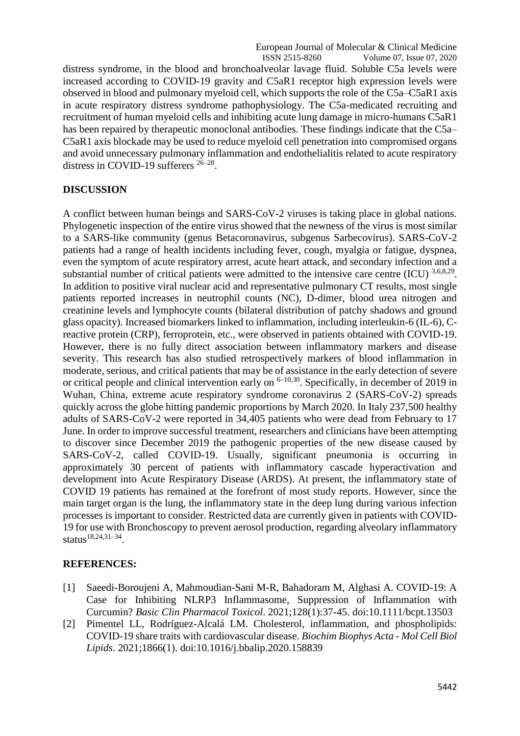distress syndrome, in the blood and bronchoalveolar lavage fluid. Soluble C5a levels were increased according to COVID-19 gravity and C5aR1 receptor high expression levels were observed in blood and pulmonary myeloid cell, which supports the role of the C5a–C5aR1 axis in acute respiratory distress syndrome pathophysiology. The C5a-medicated recruiting and recruitment of human myeloid cells and inhibiting acute lung damage in micro-humans C5aR1 has been repaired by therapeutic monoclonal antibodies. These findings indicate that the C5a–C5aR1 axis blockade may be used to reduce myeloid cell penetration into compromised organs and avoid unnecessary pulmonary inflammation and endothelialitis related to acute respiratory distress in COVID-19 sufferers [26–28].

## DISCUSSION

A conflict between human beings and SARS-CoV-2 viruses is taking place in global nations. Phylogenetic inspection of the entire virus showed that the newness of the virus is most similar to a SARS-like community (genus Betacoronavirus, subgenus Sarbecovirus). SARS-CoV-2 patients had a range of health incidents including fever, cough, myalgia or fatigue, dyspnea, even the symptom of acute respiratory arrest, acute heart attack, and secondary infection and a substantial number of critical patients were admitted to the intensive care centre (ICU) [3,6,8,29]. In addition to positive viral nuclear acid and representative pulmonary CT results, most single patients reported increases in neutrophil counts (NC), D-dimer, blood urea nitrogen and creatinine levels and lymphocyte counts (bilateral distribution of patchy shadows and ground glass opacity). Increased biomarkers linked to inflammation, including interleukin-6 (IL-6), C-reactive protein (CRP), ferroprotein, etc., were observed in patients obtained with COVID-19. However, there is no fully direct association between inflammatory markers and disease severity. This research has also studied retrospectively markers of blood inflammation in moderate, serious, and critical patients that may be of assistance in the early detection of severe or critical people and clinical intervention early on [6–10,30]. Specifically, in december of 2019 in Wuhan, China, extreme acute respiratory syndrome coronavirus 2 (SARS-CoV-2) spreads quickly across the globe hitting pandemic proportions by March 2020. In Italy 237,500 healthy adults of SARS-CoV-2 were reported in 34,405 patients who were dead from February to 17 June. In order to improve successful treatment, researchers and clinicians have been attempting to discover since December 2019 the pathogenic properties of the new disease caused by SARS-CoV-2, called COVID-19. Usually, significant pneumonia is occurring in approximately 30 percent of patients with inflammatory cascade hyperactivation and development into Acute Respiratory Disease (ARDS). At present, the inflammatory state of COVID 19 patients has remained at the forefront of most study reports. However, since the main target organ is the lung, the inflammatory state in the deep lung during various infection processes is important to consider. Restricted data are currently given in patients with COVID-19 for use with Bronchoscopy to prevent aerosol production, regarding alveolary inflammatory status[18,24,31–34].

## REFERENCES:

[1] Saeedi-Boroujeni A, Mahmoudian-Sani M-R, Bahadoram M, Alghasi A. COVID-19: A Case for Inhibiting NLRP3 Inflammasome, Suppression of Inflammation with Curcumin? *Basic Clin Pharmacol Toxicol*. 2021;128(1):37-45. doi:10.1111/bcpt.13503

[2] Pimentel LL, Rodríguez-Alcalá LM. Cholesterol, inflammation, and phospholipids: COVID-19 share traits with cardiovascular disease. *Biochim Biophys Acta - Mol Cell Biol Lipids*. 2021;1866(1). doi:10.1016/j.bbalip.2020.158839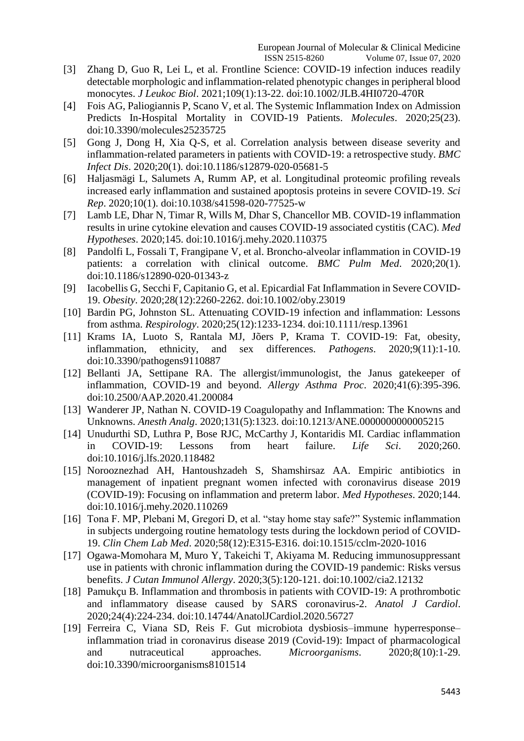[3] Zhang D, Guo R, Lei L, et al. Frontline Science: COVID-19 infection induces readily detectable morphologic and inflammation-related phenotypic changes in peripheral blood monocytes. *J Leukoc Biol*. 2021;109(1):13-22. doi:10.1002/JLB.4HI0720-470R

[4] Fois AG, Paliogiannis P, Scano V, et al. The Systemic Inflammation Index on Admission Predicts In-Hospital Mortality in COVID-19 Patients. *Molecules*. 2020;25(23). doi:10.3390/molecules25235725

[5] Gong J, Dong H, Xia Q-S, et al. Correlation analysis between disease severity and inflammation-related parameters in patients with COVID-19: a retrospective study. *BMC Infect Dis*. 2020;20(1). doi:10.1186/s12879-020-05681-5

[6] Haljasmägi L, Salumets A, Rumm AP, et al. Longitudinal proteomic profiling reveals increased early inflammation and sustained apoptosis proteins in severe COVID-19. *Sci Rep*. 2020;10(1). doi:10.1038/s41598-020-77525-w

[7] Lamb LE, Dhar N, Timar R, Wills M, Dhar S, Chancellor MB. COVID-19 inflammation results in urine cytokine elevation and causes COVID-19 associated cystitis (CAC). *Med Hypotheses*. 2020;145. doi:10.1016/j.mehy.2020.110375

[8] Pandolfi L, Fossali T, Frangipane V, et al. Broncho-alveolar inflammation in COVID-19 patients: a correlation with clinical outcome. *BMC Pulm Med*. 2020;20(1). doi:10.1186/s12890-020-01343-z

[9] Iacobellis G, Secchi F, Capitanio G, et al. Epicardial Fat Inflammation in Severe COVID-19. *Obesity*. 2020;28(12):2260-2262. doi:10.1002/oby.23019

[10] Bardin PG, Johnston SL. Attenuating COVID-19 infection and inflammation: Lessons from asthma. *Respirology*. 2020;25(12):1233-1234. doi:10.1111/resp.13961

[11] Krams IA, Luoto S, Rantala MJ, Jõers P, Krama T. COVID-19: Fat, obesity, inflammation, ethnicity, and sex differences. *Pathogens*. 2020;9(11):1-10. doi:10.3390/pathogens9110887

[12] Bellanti JA, Settipane RA. The allergist/immunologist, the Janus gatekeeper of inflammation, COVID-19 and beyond. *Allergy Asthma Proc*. 2020;41(6):395-396. doi:10.2500/AAP.2020.41.200084

[13] Wanderer JP, Nathan N. COVID-19 Coagulopathy and Inflammation: The Knowns and Unknowns. *Anesth Analg*. 2020;131(5):1323. doi:10.1213/ANE.0000000000005215

[14] Unudurthi SD, Luthra P, Bose RJC, McCarthy J, Kontaridis MI. Cardiac inflammation in COVID-19: Lessons from heart failure. *Life Sci*. 2020;260. doi:10.1016/j.lfs.2020.118482

[15] Norooznezhad AH, Hantoushzadeh S, Shamshirsaz AA. Empiric antibiotics in management of inpatient pregnant women infected with coronavirus disease 2019 (COVID-19): Focusing on inflammation and preterm labor. *Med Hypotheses*. 2020;144. doi:10.1016/j.mehy.2020.110269

[16] Tona F. MP, Plebani M, Gregori D, et al. "stay home stay safe?" Systemic inflammation in subjects undergoing routine hematology tests during the lockdown period of COVID-19. *Clin Chem Lab Med*. 2020;58(12):E315-E316. doi:10.1515/cclm-2020-1016

[17] Ogawa-Momohara M, Muro Y, Takeichi T, Akiyama M. Reducing immunosuppressant use in patients with chronic inflammation during the COVID-19 pandemic: Risks versus benefits. *J Cutan Immunol Allergy*. 2020;3(5):120-121. doi:10.1002/cia2.12132

[18] Pamukçu B. Inflammation and thrombosis in patients with COVID-19: A prothrombotic and inflammatory disease caused by SARS coronavirus-2. *Anatol J Cardiol*. 2020;24(4):224-234. doi:10.14744/AnatolJCardiol.2020.56727

[19] Ferreira C, Viana SD, Reis F. Gut microbiota dysbiosis–immune hyperresponse–inflammation triad in coronavirus disease 2019 (Covid-19): Impact of pharmacological and nutraceutical approaches. *Microorganisms*. 2020;8(10):1-29. doi:10.3390/microorganisms8101514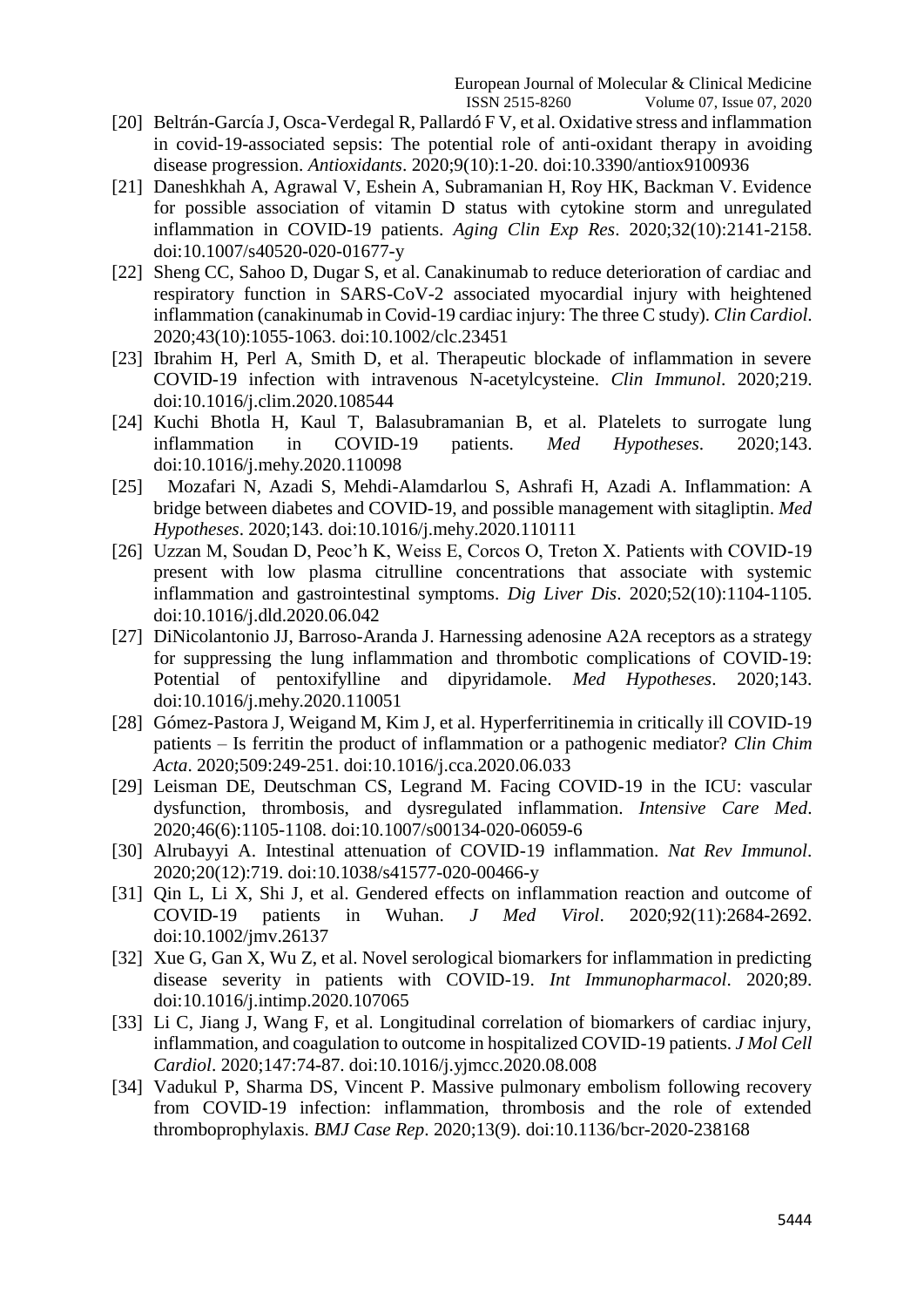[20] Beltrán-García J, Osca-Verdegal R, Pallardó F V, et al. Oxidative stress and inflammation in covid-19-associated sepsis: The potential role of anti-oxidant therapy in avoiding disease progression. *Antioxidants*. 2020;9(10):1-20. doi:10.3390/antiox9100936

[21] Daneshkhah A, Agrawal V, Eshein A, Subramanian H, Roy HK, Backman V. Evidence for possible association of vitamin D status with cytokine storm and unregulated inflammation in COVID-19 patients. *Aging Clin Exp Res*. 2020;32(10):2141-2158. doi:10.1007/s40520-020-01677-y

[22] Sheng CC, Sahoo D, Dugar S, et al. Canakinumab to reduce deterioration of cardiac and respiratory function in SARS-CoV-2 associated myocardial injury with heightened inflammation (canakinumab in Covid-19 cardiac injury: The three C study). *Clin Cardiol*. 2020;43(10):1055-1063. doi:10.1002/clc.23451

[23] Ibrahim H, Perl A, Smith D, et al. Therapeutic blockade of inflammation in severe COVID-19 infection with intravenous N-acetylcysteine. *Clin Immunol*. 2020;219. doi:10.1016/j.clim.2020.108544

[24] Kuchi Bhotla H, Kaul T, Balasubramanian B, et al. Platelets to surrogate lung inflammation in COVID-19 patients. *Med Hypotheses*. 2020;143. doi:10.1016/j.mehy.2020.110098

[25] Mozafari N, Azadi S, Mehdi-Alamdarlou S, Ashrafi H, Azadi A. Inflammation: A bridge between diabetes and COVID-19, and possible management with sitagliptin. *Med Hypotheses*. 2020;143. doi:10.1016/j.mehy.2020.110111

[26] Uzzan M, Soudan D, Peoc'h K, Weiss E, Corcos O, Treton X. Patients with COVID-19 present with low plasma citrulline concentrations that associate with systemic inflammation and gastrointestinal symptoms. *Dig Liver Dis*. 2020;52(10):1104-1105. doi:10.1016/j.dld.2020.06.042

[27] DiNicolantonio JJ, Barroso-Aranda J. Harnessing adenosine A2A receptors as a strategy for suppressing the lung inflammation and thrombotic complications of COVID-19: Potential of pentoxifylline and dipyridamole. *Med Hypotheses*. 2020;143. doi:10.1016/j.mehy.2020.110051

[28] Gómez-Pastora J, Weigand M, Kim J, et al. Hyperferritinemia in critically ill COVID-19 patients – Is ferritin the product of inflammation or a pathogenic mediator? *Clin Chim Acta*. 2020;509:249-251. doi:10.1016/j.cca.2020.06.033

[29] Leisman DE, Deutschman CS, Legrand M. Facing COVID-19 in the ICU: vascular dysfunction, thrombosis, and dysregulated inflammation. *Intensive Care Med*. 2020;46(6):1105-1108. doi:10.1007/s00134-020-06059-6

[30] Alrubayyi A. Intestinal attenuation of COVID-19 inflammation. *Nat Rev Immunol*. 2020;20(12):719. doi:10.1038/s41577-020-00466-y

[31] Qin L, Li X, Shi J, et al. Gendered effects on inflammation reaction and outcome of COVID-19 patients in Wuhan. *J Med Virol*. 2020;92(11):2684-2692. doi:10.1002/jmv.26137

[32] Xue G, Gan X, Wu Z, et al. Novel serological biomarkers for inflammation in predicting disease severity in patients with COVID-19. *Int Immunopharmacol*. 2020;89. doi:10.1016/j.intimp.2020.107065

[33] Li C, Jiang J, Wang F, et al. Longitudinal correlation of biomarkers of cardiac injury, inflammation, and coagulation to outcome in hospitalized COVID-19 patients. *J Mol Cell Cardiol*. 2020;147:74-87. doi:10.1016/j.yjmcc.2020.08.008

[34] Vadukul P, Sharma DS, Vincent P. Massive pulmonary embolism following recovery from COVID-19 infection: inflammation, thrombosis and the role of extended thromboprophylaxis. *BMJ Case Rep*. 2020;13(9). doi:10.1136/bcr-2020-238168